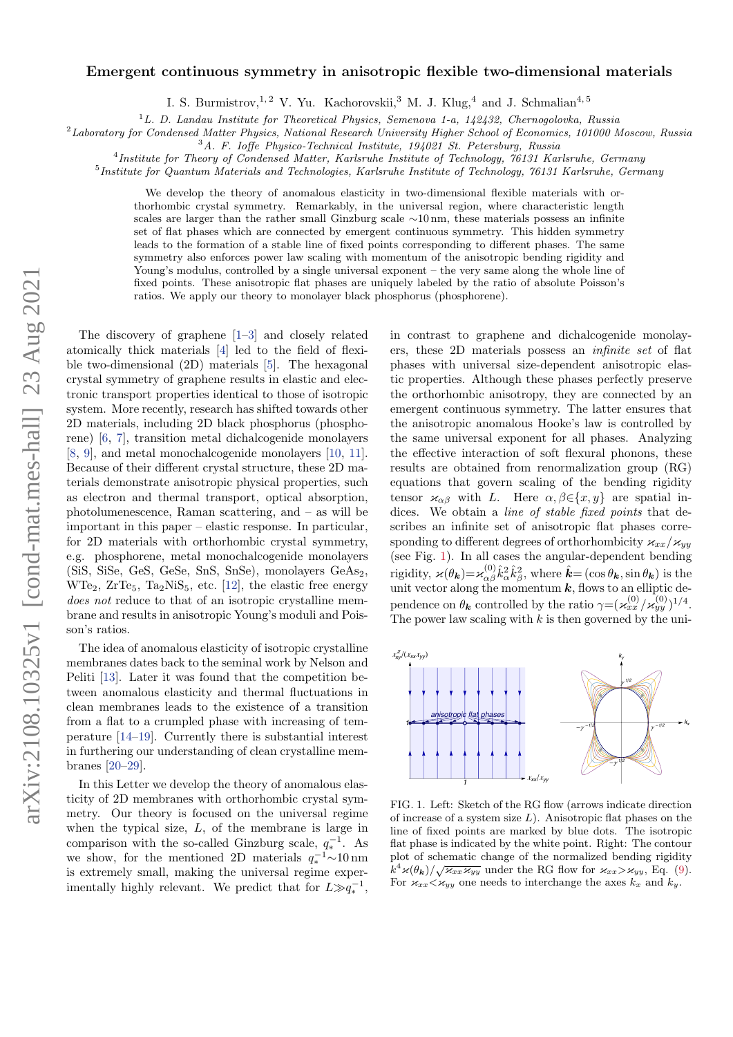# Emergent continuous symmetry in anisotropic flexible two-dimensional materials

I. S. Burmistrov,[1,2] V. Yu. Kachorovskii,[3] M. J. Klug,[4] and J. Schmalian[4,5]

[1] *L. D. Landau Institute for Theoretical Physics, Semenova 1-a, 142432, Chernogolovka, Russia*
[2] *Laboratory for Condensed Matter Physics, National Research University Higher School of Economics, 101000 Moscow, Russia*
[3] *A. F. Ioffe Physico-Technical Institute, 194021 St. Petersburg, Russia*
[4] *Institute for Theory of Condensed Matter, Karlsruhe Institute of Technology, 76131 Karlsruhe, Germany*
[5] *Institute for Quantum Materials and Technologies, Karlsruhe Institute of Technology, 76131 Karlsruhe, Germany*

We develop the theory of anomalous elasticity in two-dimensional flexible materials with orthorhombic crystal symmetry. Remarkably, in the universal region, where characteristic length scales are larger than the rather small Ginzburg scale $\sim$10 nm, these materials possess an infinite set of flat phases which are connected by emergent continuous symmetry. This hidden symmetry leads to the formation of a stable line of fixed points corresponding to different phases. The same symmetry also enforces power law scaling with momentum of the anisotropic bending rigidity and Young's modulus, controlled by a single universal exponent – the very same along the whole line of fixed points. These anisotropic flat phases are uniquely labeled by the ratio of absolute Poisson's ratios. We apply our theory to monolayer black phosphorus (phosphorene).

The discovery of graphene [1–3] and closely related atomically thick materials [4] led to the field of flexible two-dimensional (2D) materials [5]. The hexagonal crystal symmetry of graphene results in elastic and electronic transport properties identical to those of isotropic system. More recently, research has shifted towards other 2D materials, including 2D black phosphorus (phosphorene) [6, 7], transition metal dichalcogenide monolayers [8, 9], and metal monochalcogenide monolayers [10, 11]. Because of their different crystal structure, these 2D materials demonstrate anisotropic physical properties, such as electron and thermal transport, optical absorption, photolumenescence, Raman scattering, and – as will be important in this paper – elastic response. In particular, for 2D materials with orthorhombic crystal symmetry, e.g. phosphorene, metal monochalcogenide monolayers (SiS, SiSe, GeS, GeSe, SnS, SnSe), monolayers $GeAs_2$, $WTe_2$, $ZrTe_5$, $Ta_2NiS_5$, etc. [12], the elastic free energy *does not* reduce to that of an isotropic crystalline membrane and results in anisotropic Young's moduli and Poisson's ratios.

The idea of anomalous elasticity of isotropic crystalline membranes dates back to the seminal work by Nelson and Peliti [13]. Later it was found that the competition between anomalous elasticity and thermal fluctuations in clean membranes leads to the existence of a transition from a flat to a crumpled phase with increasing of temperature [14–19]. Currently there is substantial interest in furthering our understanding of clean crystalline membranes [20–29].

In this Letter we develop the theory of anomalous elasticity of 2D membranes with orthorhombic crystal symmetry. Our theory is focused on the universal regime when the typical size, $L$, of the membrane is large in comparison with the so-called Ginzburg scale, $q_*^{-1}$. As we show, for the mentioned 2D materials $q_*^{-1}\sim 10\,\text{nm}$ is extremely small, making the universal regime experimentally highly relevant. We predict that for $L\gg q_*^{-1}$, in contrast to graphene and dichalcogenide monolayers, these 2D materials possess an *infinite set* of flat phases with universal size-dependent anisotropic elastic properties. Although these phases perfectly preserve the orthorhombic anisotropy, they are connected by an emergent continuous symmetry. The latter ensures that the anisotropic anomalous Hooke's law is controlled by the same universal exponent for all phases. Analyzing the effective interaction of soft flexural phonons, these results are obtained from renormalization group (RG) equations that govern scaling of the bending rigidity tensor $\varkappa_{\alpha\beta}$ with $L$. Here $\alpha,\beta\in\{x,y\}$ are spatial indices. We obtain a *line of stable fixed points* that describes an infinite set of anisotropic flat phases corresponding to different degrees of orthorhombicity $\varkappa_{xx}/\varkappa_{yy}$ (see Fig. 1). In all cases the angular-dependent bending rigidity, $\varkappa(\theta_{\boldsymbol{k}})=\varkappa^{(0)}_{\alpha\beta}\hat{k}^2_\alpha\hat{k}^2_\beta$, where $\hat{\boldsymbol{k}}=(\cos\theta_{\boldsymbol{k}},\sin\theta_{\boldsymbol{k}})$ is the unit vector along the momentum $\boldsymbol{k}$, flows to an elliptic dependence on $\theta_{\boldsymbol{k}}$ controlled by the ratio $\gamma=(\varkappa^{(0)}_{xx}/\varkappa^{(0)}_{yy})^{1/4}$. The power law scaling with $k$ is then governed by the uni-

FIG. 1. Left: Sketch of the RG flow (arrows indicate direction of increase of a system size $L$). Anisotropic flat phases on the line of fixed points are marked by blue dots. The isotropic flat phase is indicated by the white point. Right: The contour plot of schematic change of the normalized bending rigidity $k^4\varkappa(\theta_{\boldsymbol{k}})/\sqrt{\varkappa_{xx}\varkappa_{yy}}$ under the RG flow for $\varkappa_{xx}>\varkappa_{yy}$, Eq. (9). For $\varkappa_{xx}<\varkappa_{yy}$ one needs to interchange the axes $k_x$ and $k_y$.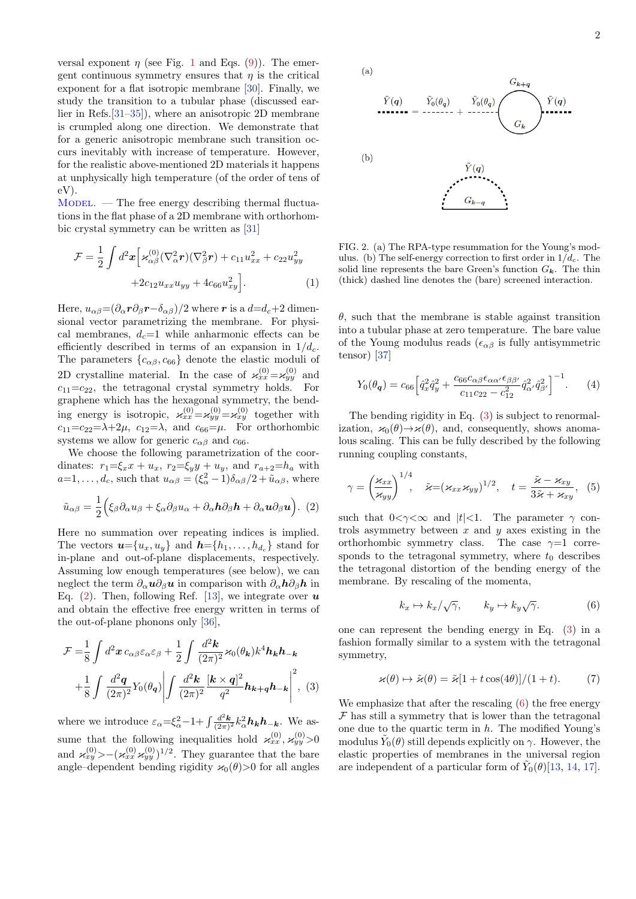versal exponent $\eta$ (see Fig. 1 and Eqs. (9)). The emergent continuous symmetry ensures that $\eta$ is the critical exponent for a flat isotropic membrane [30]. Finally, we study the transition to a tubular phase (discussed earlier in Refs.[31–35]), where an anisotropic 2D membrane is crumpled along one direction. We demonstrate that for a generic anisotropic membrane such transition occurs inevitably with increase of temperature. However, for the realistic above-mentioned 2D materials it happens at unphysically high temperature (of the order of tens of eV).

Model. — The free energy describing thermal fluctuations in the flat phase of a 2D membrane with orthorhombic crystal symmetry can be written as [31]

$$\mathcal{F} = \frac{1}{2}\int d^2\boldsymbol{x}\Big[\varkappa^{(0)}_{\alpha\beta}(\nabla^2_\alpha \boldsymbol{r})(\nabla^2_\beta \boldsymbol{r}) + c_{11}u^2_{xx} + c_{22}u^2_{yy} + 2c_{12}u_{xx}u_{yy} + 4c_{66}u^2_{xy}\Big]. \quad (1)$$

Here, $u_{\alpha\beta}=(\partial_\alpha \boldsymbol{r}\partial_\beta \boldsymbol{r}-\delta_{\alpha\beta})/2$ where $\boldsymbol{r}$ is a $d=d_c+2$ dimensional vector parametrizing the membrane. For physical membranes, $d_c=1$ while anharmonic effects can be efficiently described in terms of an expansion in $1/d_c$. The parameters $\{c_{\alpha\beta}, c_{66}\}$ denote the elastic moduli of 2D crystalline material. In the case of $\varkappa^{(0)}_{xx}=\varkappa^{(0)}_{yy}$ and $c_{11}=c_{22}$, the tetragonal crystal symmetry holds. For graphene which has the hexagonal symmetry, the bending energy is isotropic, $\varkappa^{(0)}_{xx}=\varkappa^{(0)}_{yy}=\varkappa^{(0)}_{xy}$ together with $c_{11}=c_{22}=\lambda+2\mu$, $c_{12}=\lambda$, and $c_{66}=\mu$. For orthorhombic systems we allow for generic $c_{\alpha\beta}$ and $c_{66}$.

We choose the following parametrization of the coordinates: $r_1=\xi_x x + u_x$, $r_2=\xi_y y + u_y$, and $r_{a+2}=h_a$ with $a=1,\dots,d_c$, such that $u_{\alpha\beta} = (\xi^2_\alpha - 1)\delta_{\alpha\beta}/2 + \tilde{u}_{\alpha\beta}$, where

$$\tilde{u}_{\alpha\beta} = \frac{1}{2}\Big(\xi_\beta\partial_\alpha u_\beta + \xi_\alpha\partial_\beta u_\alpha + \partial_\alpha \boldsymbol{h}\partial_\beta \boldsymbol{h} + \partial_\alpha \boldsymbol{u}\partial_\beta \boldsymbol{u}\Big). \quad (2)$$

Here no summation over repeating indices is implied. The vectors $\boldsymbol{u}=\{u_x,u_y\}$ and $\boldsymbol{h}=\{h_1,\dots,h_{d_c}\}$ stand for in-plane and out-of-plane displacements, respectively. Assuming low enough temperatures (see below), we can neglect the term $\partial_\alpha \boldsymbol{u}\partial_\beta \boldsymbol{u}$ in comparison with $\partial_\alpha \boldsymbol{h}\partial_\beta \boldsymbol{h}$ in Eq. (2). Then, following Ref. [13], we integrate over $\boldsymbol{u}$ and obtain the effective free energy written in terms of the out-of-plane phonons only [36],

$$\mathcal{F} = \frac{1}{8}\int d^2\boldsymbol{x}\, c_{\alpha\beta}\varepsilon_\alpha\varepsilon_\beta + \frac{1}{2}\int\frac{d^2\boldsymbol{k}}{(2\pi)^2}\varkappa_0(\theta_{\boldsymbol{k}})k^4\boldsymbol{h}_{\boldsymbol{k}}\boldsymbol{h}_{-\boldsymbol{k}} + \frac{1}{8}\int\frac{d^2\boldsymbol{q}}{(2\pi)^2}Y_0(\theta_{\boldsymbol{q}})\left|\int\frac{d^2\boldsymbol{k}}{(2\pi)^2}\frac{[\boldsymbol{k}\times\boldsymbol{q}]^2}{q^2}\boldsymbol{h}_{\boldsymbol{k}+\boldsymbol{q}}\boldsymbol{h}_{-\boldsymbol{k}}\right|^2, \quad (3)$$

where we introduce $\varepsilon_\alpha=\xi^2_\alpha-1+\int\frac{d^2\boldsymbol{k}}{(2\pi)^2}k^2_\alpha \boldsymbol{h}_{\boldsymbol{k}}\boldsymbol{h}_{-\boldsymbol{k}}$. We assume that the following inequalities hold $\varkappa^{(0)}_{xx}, \varkappa^{(0)}_{yy}>0$ and $\varkappa^{(0)}_{xy}>-(\varkappa^{(0)}_{xx}\varkappa^{(0)}_{yy})^{1/2}$. They guarantee that the bare angle–dependent bending rigidity $\varkappa_0(\theta)>0$ for all angles $\theta$, such that the membrane is stable against transition into a tubular phase at zero temperature. The bare value of the Young modulus reads ($\epsilon_{\alpha\beta}$ is fully antisymmetric tensor) [37]

$$Y_0(\theta_{\boldsymbol{q}}) = c_{66}\Big[\hat{q}^2_x\hat{q}^2_y + \frac{c_{66}c_{\alpha\beta}\epsilon_{\alpha\alpha'}\epsilon_{\beta\beta'}}{c_{11}c_{22}-c^2_{12}}\hat{q}^2_{\alpha'}\hat{q}^2_{\beta'}\Big]^{-1}. \quad (4)$$

FIG. 2. (a) The RPA-type resummation for the Young's modulus. (b) The self-energy correction to first order in $1/d_c$. The solid line represents the bare Green's function $G_{\boldsymbol{k}}$. The thin (thick) dashed line denotes the (bare) screened interaction.

The bending rigidity in Eq. (3) is subject to renormalization, $\varkappa_0(\theta)\to\varkappa(\theta)$, and, consequently, shows anomalous scaling. This can be fully described by the following running coupling constants,

$$\gamma = \left(\frac{\varkappa_{xx}}{\varkappa_{yy}}\right)^{1/4}, \quad \tilde{\varkappa}=(\varkappa_{xx}\varkappa_{yy})^{1/2}, \quad t = \frac{\tilde{\varkappa}-\varkappa_{xy}}{3\tilde{\varkappa}+\varkappa_{xy}}, \quad (5)$$

such that $0<\gamma<\infty$ and $|t|<1$. The parameter $\gamma$ controls asymmetry between $x$ and $y$ axes existing in the orthorhombic symmetry class. The case $\gamma=1$ corresponds to the tetragonal symmetry, where $t_0$ describes the tetragonal distortion of the bending energy of the membrane. By rescaling of the momenta,

$$k_x \mapsto k_x/\sqrt{\gamma}, \qquad k_y \mapsto k_y\sqrt{\gamma}. \quad (6)$$

one can represent the bending energy in Eq. (3) in a fashion formally similar to a system with the tetragonal symmetry,

$$\varkappa(\theta) \mapsto \tilde{\varkappa}(\theta) = \tilde{\varkappa}[1+t\cos(4\theta)]/(1+t). \quad (7)$$

We emphasize that after the rescaling (6) the free energy $\mathcal{F}$ has still a symmetry that is lower than the tetragonal one due to the quartic term in $h$. The modified Young's modulus $\tilde{Y}_0(\theta)$ still depends explicitly on $\gamma$. However, the elastic properties of membranes in the universal region are independent of a particular form of $\tilde{Y}_0(\theta)$[13, 14, 17].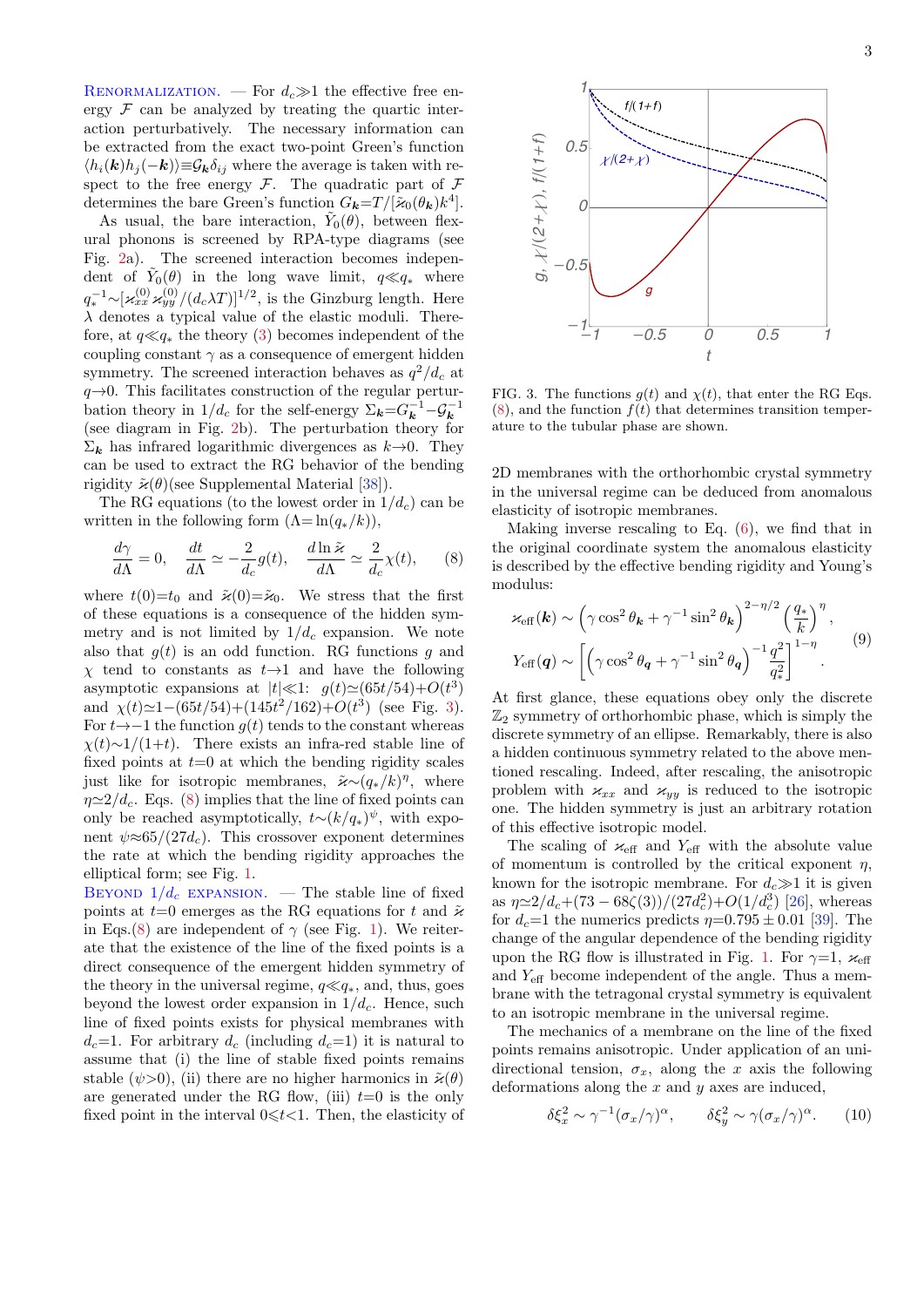**Renormalization.** — For $d_c \gg 1$ the effective free energy $\mathcal{F}$ can be analyzed by treating the quartic interaction perturbatively. The necessary information can be extracted from the exact two-point Green's function $\langle h_i(\boldsymbol{k}) h_j(-\boldsymbol{k})\rangle \equiv \mathcal{G}_{\boldsymbol{k}} \delta_{ij}$ where the average is taken with respect to the free energy $\mathcal{F}$. The quadratic part of $\mathcal{F}$ determines the bare Green's function $G_{\boldsymbol{k}} = T/[\tilde{\varkappa}_0(\theta_{\boldsymbol{k}}) k^4]$.

As usual, the bare interaction, $\tilde{Y}_0(\theta)$, between flexural phonons is screened by RPA-type diagrams (see Fig. 2a). The screened interaction becomes independent of $\tilde{Y}_0(\theta)$ in the long wave limit, $q \ll q_*$ where $q_*^{-1} \sim [\varkappa_{xx}^{(0)} \varkappa_{yy}^{(0)}/(d_c \lambda T)]^{1/2}$, is the Ginzburg length. Here $\lambda$ denotes a typical value of the elastic moduli. Therefore, at $q \ll q_*$ the theory (3) becomes independent of the coupling constant $\gamma$ as a consequence of emergent hidden symmetry. The screened interaction behaves as $q^2/d_c$ at $q \to 0$. This facilitates construction of the regular perturbation theory in $1/d_c$ for the self-energy $\Sigma_{\boldsymbol{k}} = G_{\boldsymbol{k}}^{-1} - \mathcal{G}_{\boldsymbol{k}}^{-1}$ (see diagram in Fig. 2b). The perturbation theory for $\Sigma_{\boldsymbol{k}}$ has infrared logarithmic divergences as $k \to 0$. They can be used to extract the RG behavior of the bending rigidity $\tilde{\varkappa}(\theta)$(see Supplemental Material [38]).

The RG equations (to the lowest order in $1/d_c$) can be written in the following form ($\Lambda = \ln(q_*/k)$),

$$\frac{d\gamma}{d\Lambda} = 0, \quad \frac{dt}{d\Lambda} \simeq -\frac{2}{d_c} g(t), \quad \frac{d \ln \tilde{\varkappa}}{d\Lambda} \simeq \frac{2}{d_c} \chi(t), \tag{8}$$

where $t(0) = t_0$ and $\tilde{\varkappa}(0) = \tilde{\varkappa}_0$. We stress that the first of these equations is a consequence of the hidden symmetry and is not limited by $1/d_c$ expansion. We note also that $g(t)$ is an odd function. RG functions $g$ and $\chi$ tend to constants as $t \to 1$ and have the following asymptotic expansions at $|t| \ll 1$: $g(t) \simeq (65t/54) + O(t^3)$ and $\chi(t) \simeq 1 - (65t/54) + (145t^2/162) + O(t^3)$ (see Fig. 3). For $t \to -1$ the function $g(t)$ tends to the constant whereas $\chi(t) \sim 1/(1+t)$. There exists an infra-red stable line of fixed points at $t=0$ at which the bending rigidity scales just like for isotropic membranes, $\tilde{\varkappa} \sim (q_*/k)^\eta$, where $\eta \simeq 2/d_c$. Eqs. (8) implies that the line of fixed points can only be reached asymptotically, $t \sim (k/q_*)^\psi$, with exponent $\psi \approx 65/(27 d_c)$. This crossover exponent determines the rate at which the bending rigidity approaches the elliptical form; see Fig. 1.

**Beyond $1/d_c$ expansion.** — The stable line of fixed points at $t=0$ emerges as the RG equations for $t$ and $\tilde{\varkappa}$ in Eqs.(8) are independent of $\gamma$ (see Fig. 1). We reiterate that the existence of the line of the fixed points is a direct consequence of the emergent hidden symmetry of the theory in the universal regime, $q \ll q_*$, and, thus, goes beyond the lowest order expansion in $1/d_c$. Hence, such line of fixed points exists for physical membranes with $d_c = 1$. For arbitrary $d_c$ (including $d_c = 1$) it is natural to assume that (i) the line of stable fixed points remains stable ($\psi > 0$), (ii) there are no higher harmonics in $\tilde{\varkappa}(\theta)$ are generated under the RG flow, (iii) $t=0$ is the only fixed point in the interval $0 \leqslant t < 1$. Then, the elasticity of 2D membranes with the orthorhombic crystal symmetry in the universal regime can be deduced from anomalous elasticity of isotropic membranes.

FIG. 3. The functions $g(t)$ and $\chi(t)$, that enter the RG Eqs. (8), and the function $f(t)$ that determines transition temperature to the tubular phase are shown.

Making inverse rescaling to Eq. (6), we find that in the original coordinate system the anomalous elasticity is described by the effective bending rigidity and Young's modulus:

$$\begin{aligned}
\varkappa_{\rm eff}(\boldsymbol{k}) &\sim \left(\gamma \cos^2\theta_{\boldsymbol{k}} + \gamma^{-1} \sin^2\theta_{\boldsymbol{k}}\right)^{2-\eta/2} \left(\frac{q_*}{k}\right)^\eta, \\
Y_{\rm eff}(\boldsymbol{q}) &\sim \left[\left(\gamma \cos^2\theta_{\boldsymbol{q}} + \gamma^{-1} \sin^2\theta_{\boldsymbol{q}}\right)^{-1} \frac{q^2}{q_*^2}\right]^{1-\eta}.
\end{aligned} \tag{9}$$

At first glance, these equations obey only the discrete $\mathbb{Z}_2$ symmetry of orthorhombic phase, which is simply the discrete symmetry of an ellipse. Remarkably, there is also a hidden continuous symmetry related to the above mentioned rescaling. Indeed, after rescaling, the anisotropic problem with $\varkappa_{xx}$ and $\varkappa_{yy}$ is reduced to the isotropic one. The hidden symmetry is just an arbitrary rotation of this effective isotropic model.

The scaling of $\varkappa_{\rm eff}$ and $Y_{\rm eff}$ with the absolute value of momentum is controlled by the critical exponent $\eta$, known for the isotropic membrane. For $d_c \gg 1$ it is given as $\eta \simeq 2/d_c + (73 - 68\zeta(3))/(27 d_c^2) + O(1/d_c^3)$ [26], whereas for $d_c = 1$ the numerics predicts $\eta = 0.795 \pm 0.01$ [39]. The change of the angular dependence of the bending rigidity upon the RG flow is illustrated in Fig. 1. For $\gamma = 1$, $\varkappa_{\rm eff}$ and $Y_{\rm eff}$ become independent of the angle. Thus a membrane with the tetragonal crystal symmetry is equivalent to an isotropic membrane in the universal regime.

The mechanics of a membrane on the line of the fixed points remains anisotropic. Under application of an unidirectional tension, $\sigma_x$, along the $x$ axis the following deformations along the $x$ and $y$ axes are induced,

$$\delta\xi_x^2 \sim \gamma^{-1} (\sigma_x/\gamma)^\alpha, \qquad \delta\xi_y^2 \sim \gamma (\sigma_x/\gamma)^\alpha. \tag{10}$$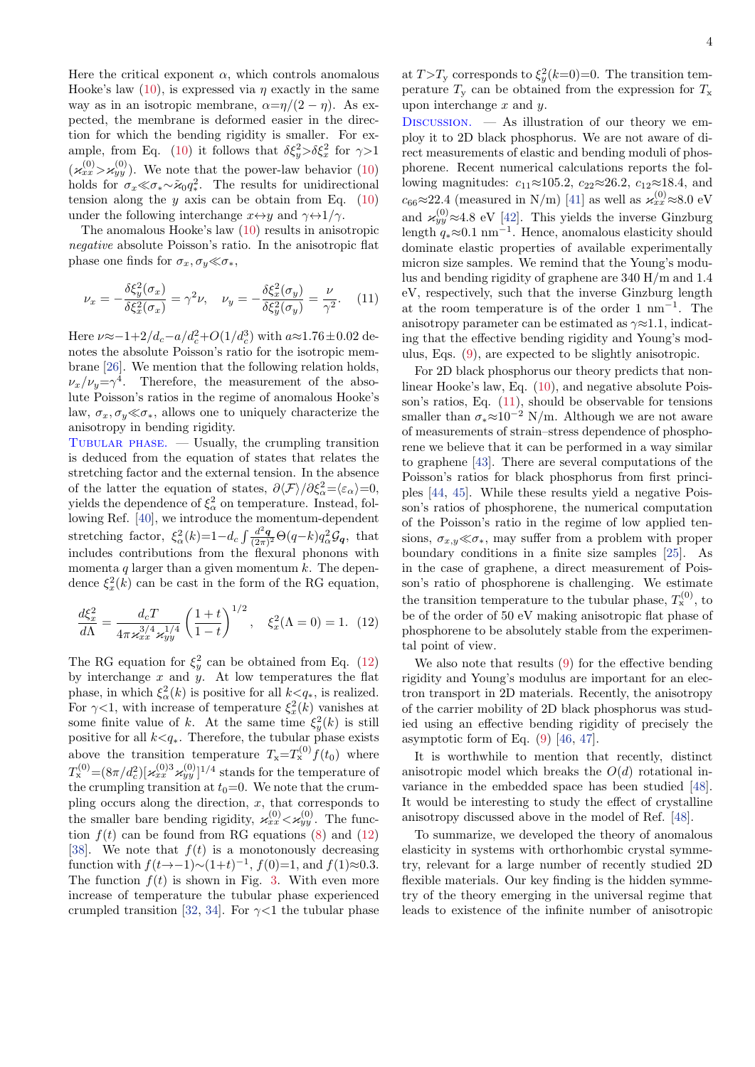Here the critical exponent $\alpha$, which controls anomalous Hooke's law (10), is expressed via $\eta$ exactly in the same way as in an isotropic membrane, $\alpha=\eta/(2-\eta)$. As expected, the membrane is deformed easier in the direction for which the bending rigidity is smaller. For example, from Eq. (10) it follows that $\delta\xi_y^2>\delta\xi_x^2$ for $\gamma>1$ ($\varkappa_{xx}^{(0)}>\varkappa_{yy}^{(0)}$). We note that the power-law behavior (10) holds for $\sigma_x\ll\sigma_*\sim\tilde{\varkappa}_0 q_*^2$. The results for unidirectional tension along the $y$ axis can be obtain from Eq. (10) under the following interchange $x\leftrightarrow y$ and $\gamma\leftrightarrow 1/\gamma$.

The anomalous Hooke's law (10) results in anisotropic *negative* absolute Poisson's ratio. In the anisotropic flat phase one finds for $\sigma_x,\sigma_y\ll\sigma_*$,

$$\nu_x=-\frac{\delta\xi_y^2(\sigma_x)}{\delta\xi_x^2(\sigma_x)}=\gamma^2\nu,\quad \nu_y=-\frac{\delta\xi_x^2(\sigma_y)}{\delta\xi_y^2(\sigma_y)}=\frac{\nu}{\gamma^2}. \quad (11)$$

Here $\nu\approx-1+2/d_c-a/d_c^2+O(1/d_c^3)$ with $a\approx1.76\pm0.02$ denotes the absolute Poisson's ratio for the isotropic membrane [26]. We mention that the following relation holds, $\nu_x/\nu_y=\gamma^4$. Therefore, the measurement of the absolute Poisson's ratios in the regime of anomalous Hooke's law, $\sigma_x,\sigma_y\ll\sigma_*$, allows one to uniquely characterize the anisotropy in bending rigidity.

Tubular phase. — Usually, the crumpling transition is deduced from the equation of states that relates the stretching factor and the external tension. In the absence of the latter the equation of states, $\partial\langle\mathcal{F}\rangle/\partial\xi_\alpha^2=\langle\varepsilon_\alpha\rangle=0$, yields the dependence of $\xi_\alpha^2$ on temperature. Instead, following Ref. [40], we introduce the momentum-dependent stretching factor, $\xi_\alpha^2(k)=1-d_c\int\frac{d^2\boldsymbol{q}}{(2\pi)^2}\Theta(q-k)q_\alpha^2\mathcal{G}_{\boldsymbol{q}}$, that includes contributions from the flexural phonons with momenta $q$ larger than a given momentum $k$. The dependence $\xi_x^2(k)$ can be cast in the form of the RG equation,

$$\frac{d\xi_x^2}{d\Lambda}=\frac{d_cT}{4\pi\varkappa_{xx}^{3/4}\varkappa_{yy}^{1/4}}\left(\frac{1+t}{1-t}\right)^{1/2},\quad \xi_x^2(\Lambda=0)=1. \quad (12)$$

The RG equation for $\xi_y^2$ can be obtained from Eq. (12) by interchange $x$ and $y$. At low temperatures the flat phase, in which $\xi_\alpha^2(k)$ is positive for all $k<q_*$, is realized. For $\gamma<1$, with increase of temperature $\xi_x^2(k)$ vanishes at some finite value of $k$. At the same time $\xi_y^2(k)$ is still positive for all $k<q_*$. Therefore, the tubular phase exists above the transition temperature $T_{\rm x}=T_{\rm x}^{(0)}f(t_0)$ where $T_{\rm x}^{(0)}=(8\pi/d_c^2)[\varkappa_{xx}^{(0)3}\varkappa_{yy}^{(0)}]^{1/4}$ stands for the temperature of the crumpling transition at $t_0=0$. We note that the crumpling occurs along the direction, $x$, that corresponds to the smaller bare bending rigidity, $\varkappa_{xx}^{(0)}<\varkappa_{yy}^{(0)}$. The function $f(t)$ can be found from RG equations (8) and (12) [38]. We note that $f(t)$ is a monotonously decreasing function with $f(t\to-1)\sim(1+t)^{-1}$, $f(0)=1$, and $f(1)\approx0.3$. The function $f(t)$ is shown in Fig. 3. With even more increase of temperature the tubular phase experienced crumpled transition [32, 34]. For $\gamma<1$ the tubular phase at $T>T_{\rm y}$ corresponds to $\xi_y^2(k=0)=0$. The transition temperature $T_{\rm y}$ can be obtained from the expression for $T_{\rm x}$ upon interchange $x$ and $y$.

Discussion. — As illustration of our theory we employ it to 2D black phosphorus. We are not aware of direct measurements of elastic and bending moduli of phosphorene. Recent numerical calculations reports the following magnitudes: $c_{11}\approx105.2$, $c_{22}\approx26.2$, $c_{12}\approx18.4$, and $c_{66}\approx22.4$ (measured in N/m) [41] as well as $\varkappa_{xx}^{(0)}\approx8.0$ eV and $\varkappa_{yy}^{(0)}\approx4.8$ eV [42]. This yields the inverse Ginzburg length $q_*\approx0.1$ nm$^{-1}$. Hence, anomalous elasticity should dominate elastic properties of available experimentally micron size samples. We remind that the Young's modulus and bending rigidity of graphene are 340 H/m and 1.4 eV, respectively, such that the inverse Ginzburg length at the room temperature is of the order 1 nm$^{-1}$. The anisotropy parameter can be estimated as $\gamma\approx1.1$, indicating that the effective bending rigidity and Young's modulus, Eqs. (9), are expected to be slightly anisotropic.

For 2D black phosphorus our theory predicts that nonlinear Hooke's law, Eq. (10), and negative absolute Poisson's ratios, Eq. (11), should be observable for tensions smaller than $\sigma_*\approx10^{-2}$ N/m. Although we are not aware of measurements of strain–stress dependence of phosphorene we believe that it can be performed in a way similar to graphene [43]. There are several computations of the Poisson's ratios for black phosphorus from first principles [44, 45]. While these results yield a negative Poisson's ratios of phosphorene, the numerical computation of the Poisson's ratio in the regime of low applied tensions, $\sigma_{x,y}\ll\sigma_*$, may suffer from a problem with proper boundary conditions in a finite size samples [25]. As in the case of graphene, a direct measurement of Poisson's ratio of phosphorene is challenging. We estimate the transition temperature to the tubular phase, $T_{\rm x}^{(0)}$, to be of the order of 50 eV making anisotropic flat phase of phosphorene to be absolutely stable from the experimental point of view.

We also note that results (9) for the effective bending rigidity and Young's modulus are important for an electron transport in 2D materials. Recently, the anisotropy of the carrier mobility of 2D black phosphorus was studied using an effective bending rigidity of precisely the asymptotic form of Eq. (9) [46, 47].

It is worthwhile to mention that recently, distinct anisotropic model which breaks the $O(d)$ rotational invariance in the embedded space has been studied [48]. It would be interesting to study the effect of crystalline anisotropy discussed above in the model of Ref. [48].

To summarize, we developed the theory of anomalous elasticity in systems with orthorhombic crystal symmetry, relevant for a large number of recently studied 2D flexible materials. Our key finding is the hidden symmetry of the theory emerging in the universal regime that leads to existence of the infinite number of anisotropic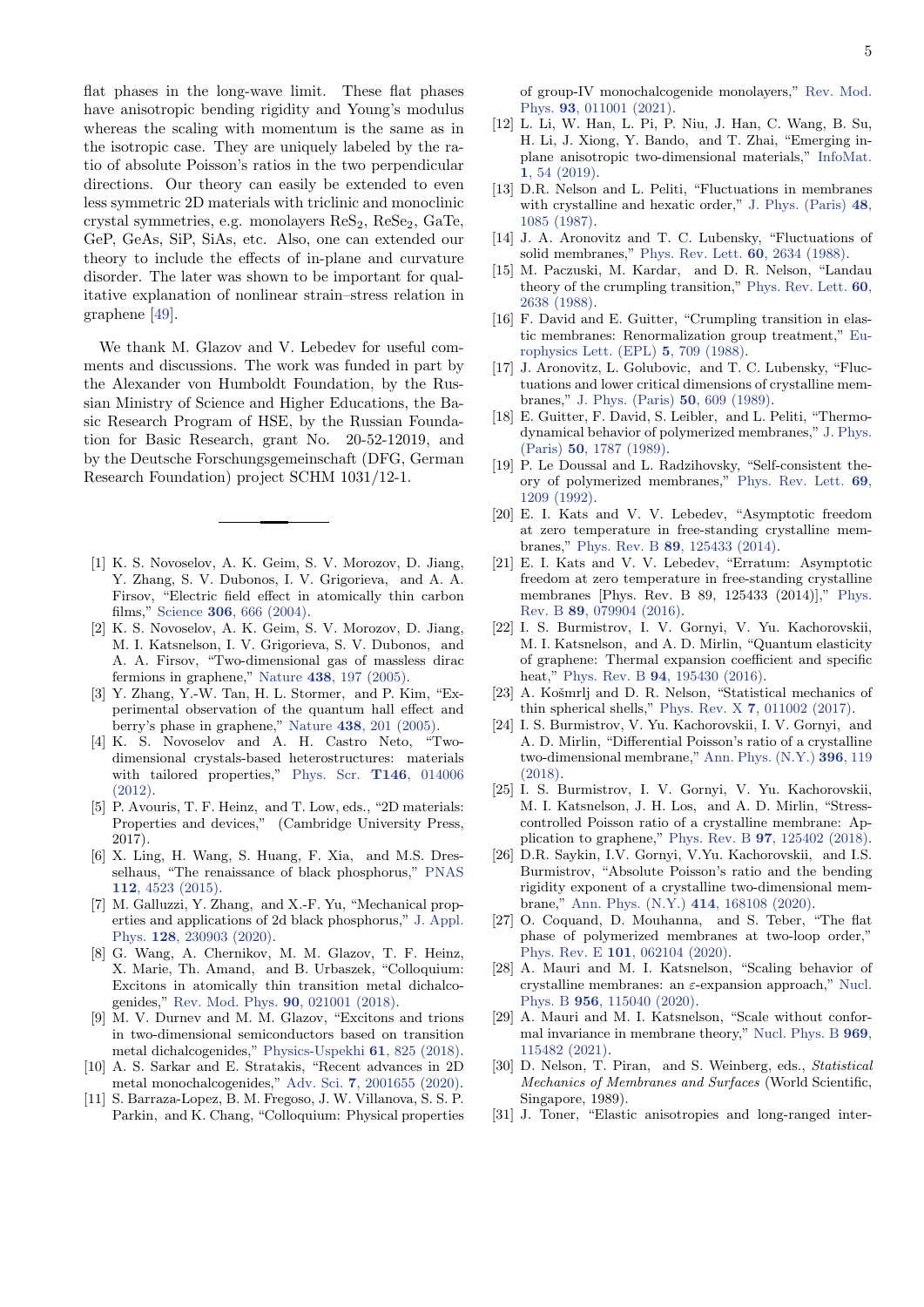flat phases in the long-wave limit. These flat phases have anisotropic bending rigidity and Young's modulus whereas the scaling with momentum is the same as in the isotropic case. They are uniquely labeled by the ratio of absolute Poisson's ratios in the two perpendicular directions. Our theory can easily be extended to even less symmetric 2D materials with triclinic and monoclinic crystal symmetries, e.g. monolayers $ReS_2$, $ReSe_2$, GaTe, GeP, GeAs, SiP, SiAs, etc. Also, one can extended our theory to include the effects of in-plane and curvature disorder. The later was shown to be important for qualitative explanation of nonlinear strain–stress relation in graphene [49].

We thank M. Glazov and V. Lebedev for useful comments and discussions. The work was funded in part by the Alexander von Humboldt Foundation, by the Russian Ministry of Science and Higher Educations, the Basic Research Program of HSE, by the Russian Foundation for Basic Research, grant No. 20-52-12019, and by the Deutsche Forschungsgemeinschaft (DFG, German Research Foundation) project SCHM 1031/12-1.

---

[1] K. S. Novoselov, A. K. Geim, S. V. Morozov, D. Jiang, Y. Zhang, S. V. Dubonos, I. V. Grigorieva, and A. A. Firsov, "Electric field effect in atomically thin carbon films," Science **306**, 666 (2004).

[2] K. S. Novoselov, A. K. Geim, S. V. Morozov, D. Jiang, M. I. Katsnelson, I. V. Grigorieva, S. V. Dubonos, and A. A. Firsov, "Two-dimensional gas of massless dirac fermions in graphene," Nature **438**, 197 (2005).

[3] Y. Zhang, Y.-W. Tan, H. L. Stormer, and P. Kim, "Experimental observation of the quantum hall effect and berry's phase in graphene," Nature **438**, 201 (2005).

[4] K. S. Novoselov and A. H. Castro Neto, "Two-dimensional crystals-based heterostructures: materials with tailored properties," Phys. Scr. **T146**, 014006 (2012).

[5] P. Avouris, T. F. Heinz, and T. Low, eds., "2D materials: Properties and devices," (Cambridge University Press, 2017).

[6] X. Ling, H. Wang, S. Huang, F. Xia, and M.S. Dresselhaus, "The renaissance of black phosphorus," PNAS **112**, 4523 (2015).

[7] M. Galluzzi, Y. Zhang, and X.-F. Yu, "Mechanical properties and applications of 2d black phosphorus," J. Appl. Phys. **128**, 230903 (2020).

[8] G. Wang, A. Chernikov, M. M. Glazov, T. F. Heinz, X. Marie, Th. Amand, and B. Urbaszek, "Colloquium: Excitons in atomically thin transition metal dichalcogenides," Rev. Mod. Phys. **90**, 021001 (2018).

[9] M. V. Durnev and M. M. Glazov, "Excitons and trions in two-dimensional semiconductors based on transition metal dichalcogenides," Physics-Uspekhi **61**, 825 (2018).

[10] A. S. Sarkar and E. Stratakis, "Recent advances in 2D metal monochalcogenides," Adv. Sci. **7**, 2001655 (2020).

[11] S. Barraza-Lopez, B. M. Fregoso, J. W. Villanova, S. S. P. Parkin, and K. Chang, "Colloquium: Physical properties of group-IV monochalcogenide monolayers," Rev. Mod. Phys. **93**, 011001 (2021).

[12] L. Li, W. Han, L. Pi, P. Niu, J. Han, C. Wang, B. Su, H. Li, J. Xiong, Y. Bando, and T. Zhai, "Emerging in-plane anisotropic two-dimensional materials," InfoMat. **1**, 54 (2019).

[13] D.R. Nelson and L. Peliti, "Fluctuations in membranes with crystalline and hexatic order," J. Phys. (Paris) **48**, 1085 (1987).

[14] J. A. Aronovitz and T. C. Lubensky, "Fluctuations of solid membranes," Phys. Rev. Lett. **60**, 2634 (1988).

[15] M. Paczuski, M. Kardar, and D. R. Nelson, "Landau theory of the crumpling transition," Phys. Rev. Lett. **60**, 2638 (1988).

[16] F. David and E. Guitter, "Crumpling transition in elastic membranes: Renormalization group treatment," Europhysics Lett. (EPL) **5**, 709 (1988).

[17] J. Aronovitz, L. Golubovic, and T. C. Lubensky, "Fluctuations and lower critical dimensions of crystalline membranes," J. Phys. (Paris) **50**, 609 (1989).

[18] E. Guitter, F. David, S. Leibler, and L. Peliti, "Thermodynamical behavior of polymerized membranes," J. Phys. (Paris) **50**, 1787 (1989).

[19] P. Le Doussal and L. Radzihovsky, "Self-consistent theory of polymerized membranes," Phys. Rev. Lett. **69**, 1209 (1992).

[20] E. I. Kats and V. V. Lebedev, "Asymptotic freedom at zero temperature in free-standing crystalline membranes," Phys. Rev. B **89**, 125433 (2014).

[21] E. I. Kats and V. V. Lebedev, "Erratum: Asymptotic freedom at zero temperature in free-standing crystalline membranes [Phys. Rev. B 89, 125433 (2014)]," Phys. Rev. B **89**, 079904 (2016).

[22] I. S. Burmistrov, I. V. Gornyi, V. Yu. Kachorovskii, M. I. Katsnelson, and A. D. Mirlin, "Quantum elasticity of graphene: Thermal expansion coefficient and specific heat," Phys. Rev. B **94**, 195430 (2016).

[23] A. Košmrlj and D. R. Nelson, "Statistical mechanics of thin spherical shells," Phys. Rev. X **7**, 011002 (2017).

[24] I. S. Burmistrov, V. Yu. Kachorovskii, I. V. Gornyi, and A. D. Mirlin, "Differential Poisson's ratio of a crystalline two-dimensional membrane," Ann. Phys. (N.Y.) **396**, 119 (2018).

[25] I. S. Burmistrov, I. V. Gornyi, V. Yu. Kachorovskii, M. I. Katsnelson, J. H. Los, and A. D. Mirlin, "Stress-controlled Poisson ratio of a crystalline membrane: Application to graphene," Phys. Rev. B **97**, 125402 (2018).

[26] D.R. Saykin, I.V. Gornyi, V.Yu. Kachorovskii, and I.S. Burmistrov, "Absolute Poisson's ratio and the bending rigidity exponent of a crystalline two-dimensional membrane," Ann. Phys. (N.Y.) **414**, 168108 (2020).

[27] O. Coquand, D. Mouhanna, and S. Teber, "The flat phase of polymerized membranes at two-loop order," Phys. Rev. E **101**, 062104 (2020).

[28] A. Mauri and M. I. Katsnelson, "Scaling behavior of crystalline membranes: an $\varepsilon$-expansion approach," Nucl. Phys. B **956**, 115040 (2020).

[29] A. Mauri and M. I. Katsnelson, "Scale without conformal invariance in membrane theory," Nucl. Phys. B **969**, 115482 (2021).

[30] D. Nelson, T. Piran, and S. Weinberg, eds., *Statistical Mechanics of Membranes and Surfaces* (World Scientific, Singapore, 1989).

[31] J. Toner, "Elastic anisotropies and long-ranged inter-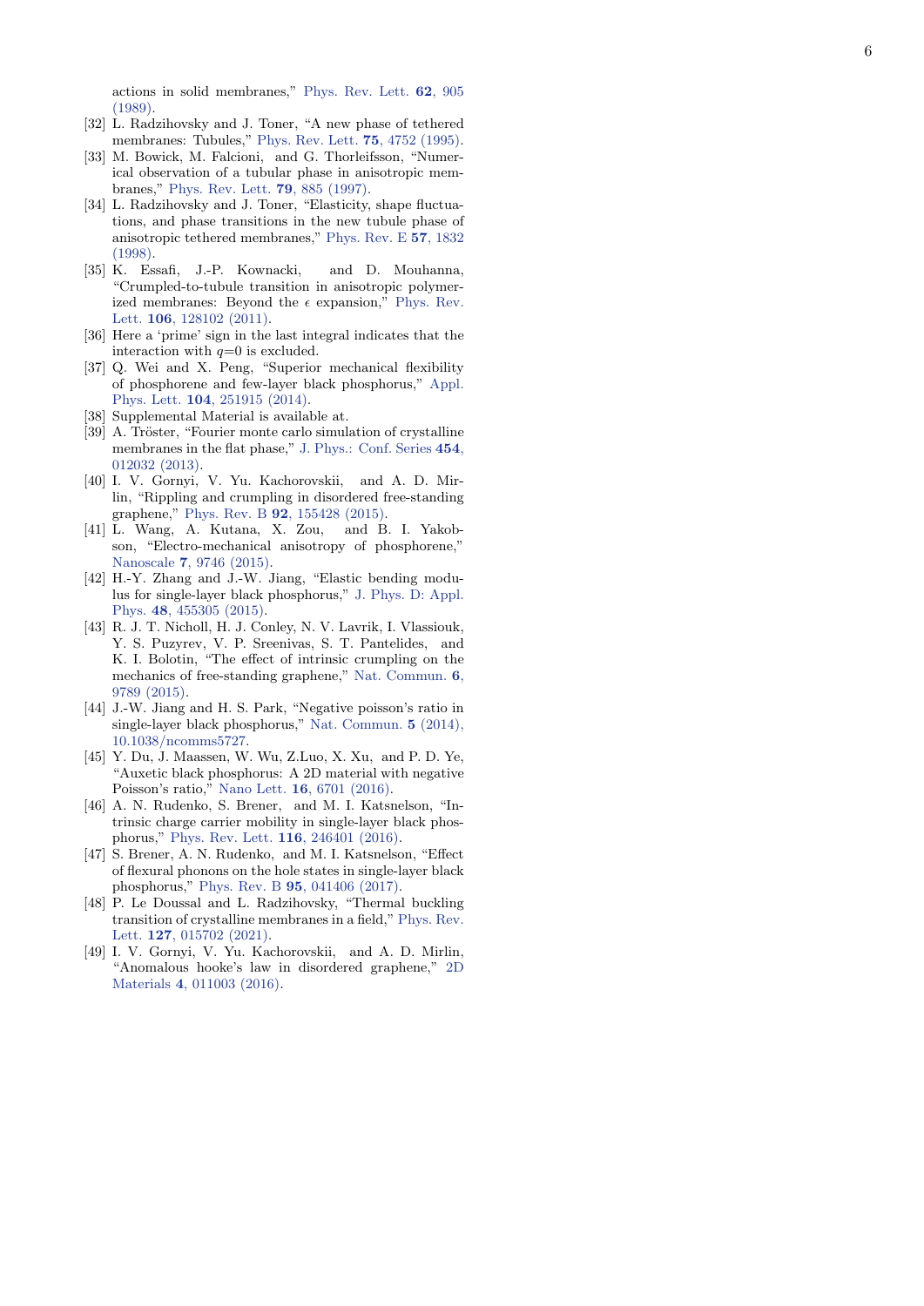actions in solid membranes," Phys. Rev. Lett. **62**, 905 (1989).

[32] L. Radzihovsky and J. Toner, "A new phase of tethered membranes: Tubules," Phys. Rev. Lett. **75**, 4752 (1995).

[33] M. Bowick, M. Falcioni, and G. Thorleifsson, "Numerical observation of a tubular phase in anisotropic membranes," Phys. Rev. Lett. **79**, 885 (1997).

[34] L. Radzihovsky and J. Toner, "Elasticity, shape fluctuations, and phase transitions in the new tubule phase of anisotropic tethered membranes," Phys. Rev. E **57**, 1832 (1998).

[35] K. Essafi, J.-P. Kownacki, and D. Mouhanna, "Crumpled-to-tubule transition in anisotropic polymerized membranes: Beyond the $\epsilon$ expansion," Phys. Rev. Lett. **106**, 128102 (2011).

[36] Here a 'prime' sign in the last integral indicates that the interaction with $q$=0 is excluded.

[37] Q. Wei and X. Peng, "Superior mechanical flexibility of phosphorene and few-layer black phosphorus," Appl. Phys. Lett. **104**, 251915 (2014).

[38] Supplemental Material is available at.

[39] A. Tröster, "Fourier monte carlo simulation of crystalline membranes in the flat phase," J. Phys.: Conf. Series **454**, 012032 (2013).

[40] I. V. Gornyi, V. Yu. Kachorovskii, and A. D. Mirlin, "Rippling and crumpling in disordered free-standing graphene," Phys. Rev. B **92**, 155428 (2015).

[41] L. Wang, A. Kutana, X. Zou, and B. I. Yakobson, "Electro-mechanical anisotropy of phosphorene," Nanoscale **7**, 9746 (2015).

[42] H.-Y. Zhang and J.-W. Jiang, "Elastic bending modulus for single-layer black phosphorus," J. Phys. D: Appl. Phys. **48**, 455305 (2015).

[43] R. J. T. Nicholl, H. J. Conley, N. V. Lavrik, I. Vlassiouk, Y. S. Puzyrev, V. P. Sreenivas, S. T. Pantelides, and K. I. Bolotin, "The effect of intrinsic crumpling on the mechanics of free-standing graphene," Nat. Commun. **6**, 9789 (2015).

[44] J.-W. Jiang and H. S. Park, "Negative poisson's ratio in single-layer black phosphorus," Nat. Commun. **5** (2014), 10.1038/ncomms5727.

[45] Y. Du, J. Maassen, W. Wu, Z.Luo, X. Xu, and P. D. Ye, "Auxetic black phosphorus: A 2D material with negative Poisson's ratio," Nano Lett. **16**, 6701 (2016).

[46] A. N. Rudenko, S. Brener, and M. I. Katsnelson, "Intrinsic charge carrier mobility in single-layer black phosphorus," Phys. Rev. Lett. **116**, 246401 (2016).

[47] S. Brener, A. N. Rudenko, and M. I. Katsnelson, "Effect of flexural phonons on the hole states in single-layer black phosphorus," Phys. Rev. B **95**, 041406 (2017).

[48] P. Le Doussal and L. Radzihovsky, "Thermal buckling transition of crystalline membranes in a field," Phys. Rev. Lett. **127**, 015702 (2021).

[49] I. V. Gornyi, V. Yu. Kachorovskii, and A. D. Mirlin, "Anomalous hooke's law in disordered graphene," 2D Materials **4**, 011003 (2016).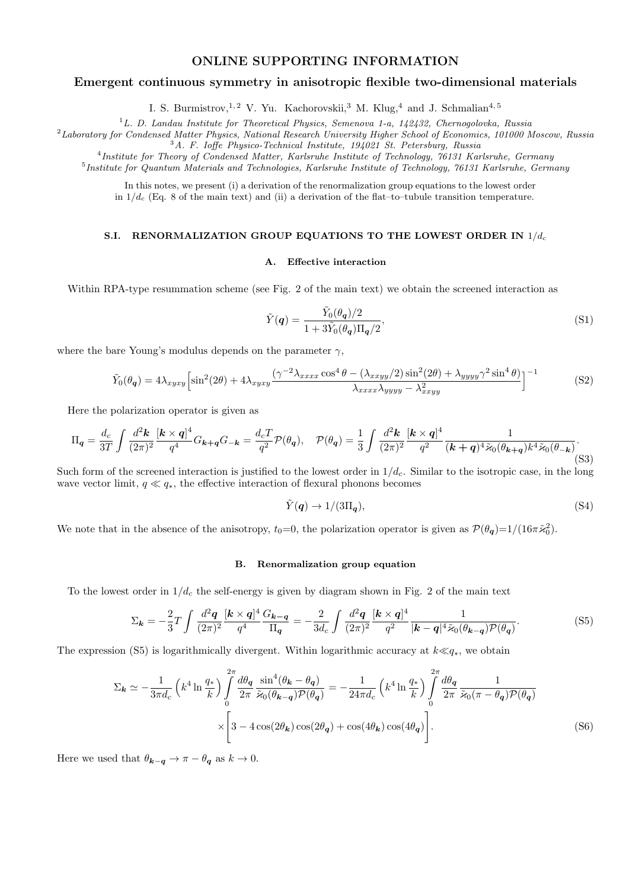# ONLINE SUPPORTING INFORMATION

## Emergent continuous symmetry in anisotropic flexible two-dimensional materials

I. S. Burmistrov,[1,2] V. Yu. Kachorovskii,[3] M. Klug,[4] and J. Schmalian[4,5]

[1] L. D. Landau Institute for Theoretical Physics, Semenova 1-a, 142432, Chernogolovka, Russia
[2] Laboratory for Condensed Matter Physics, National Research University Higher School of Economics, 101000 Moscow, Russia
[3] A. F. Ioffe Physico-Technical Institute, 194021 St. Petersburg, Russia
[4] Institute for Theory of Condensed Matter, Karlsruhe Institute of Technology, 76131 Karlsruhe, Germany
[5] Institute for Quantum Materials and Technologies, Karlsruhe Institute of Technology, 76131 Karlsruhe, Germany

In this notes, we present (i) a derivation of the renormalization group equations to the lowest order in $1/d_c$ (Eq. 8 of the main text) and (ii) a derivation of the flat–to–tubule transition temperature.

### S.I. RENORMALIZATION GROUP EQUATIONS TO THE LOWEST ORDER IN $1/d_c$

#### A. Effective interaction

Within RPA-type resummation scheme (see Fig. 2 of the main text) we obtain the screened interaction as

$$\tilde{Y}(\boldsymbol{q}) = \frac{\tilde{Y}_0(\theta_{\boldsymbol{q}})/2}{1+3\tilde{Y}_0(\theta_{\boldsymbol{q}})\Pi_{\boldsymbol{q}}/2}, \tag{S1}$$

where the bare Young's modulus depends on the parameter $\gamma$,

$$\tilde{Y}_0(\theta_{\boldsymbol{q}}) = 4\lambda_{xyxy}\Big[\sin^2(2\theta) + 4\lambda_{xyxy}\frac{(\gamma^{-2}\lambda_{xxxx}\cos^4\theta - (\lambda_{xxyy}/2)\sin^2(2\theta)+\lambda_{yyyy}\gamma^2\sin^4\theta)}{\lambda_{xxxx}\lambda_{yyyy}-\lambda_{xxyy}^2}\Big]^{-1} \tag{S2}$$

Here the polarization operator is given as

$$\Pi_{\boldsymbol{q}} = \frac{d_c}{3T}\int\frac{d^2\boldsymbol{k}}{(2\pi)^2}\frac{[\boldsymbol{k}\times\boldsymbol{q}]^4}{q^4}G_{\boldsymbol{k}+\boldsymbol{q}}G_{-\boldsymbol{k}} = \frac{d_cT}{q^2}\mathcal{P}(\theta_{\boldsymbol{q}}), \quad \mathcal{P}(\theta_{\boldsymbol{q}}) = \frac{1}{3}\int\frac{d^2\boldsymbol{k}}{(2\pi)^2}\frac{[\boldsymbol{k}\times\boldsymbol{q}]^4}{q^2}\frac{1}{(\boldsymbol{k}+\boldsymbol{q})^4\tilde{\varkappa}_0(\theta_{\boldsymbol{k}+\boldsymbol{q}})k^4\tilde{\varkappa}_0(\theta_{-\boldsymbol{k}})}. \tag{S3}$$

Such form of the screened interaction is justified to the lowest order in $1/d_c$. Similar to the isotropic case, in the long wave vector limit, $q\ll q_*$, the effective interaction of flexural phonons becomes

$$\tilde{Y}(\boldsymbol{q}) \to 1/(3\Pi_{\boldsymbol{q}}), \tag{S4}$$

We note that in the absence of the anisotropy, $t_0{=}0$, the polarization operator is given as $\mathcal{P}(\theta_{\boldsymbol{q}}){=}1/(16\pi\tilde{\varkappa}_0^2)$.

#### B. Renormalization group equation

To the lowest order in $1/d_c$ the self-energy is given by diagram shown in Fig. 2 of the main text

$$\Sigma_{\boldsymbol{k}} = -\frac{2}{3}T\int\frac{d^2\boldsymbol{q}}{(2\pi)^2}\frac{[\boldsymbol{k}\times\boldsymbol{q}]^4}{q^4}\frac{G_{\boldsymbol{k}-\boldsymbol{q}}}{\Pi_{\boldsymbol{q}}} = -\frac{2}{3d_c}\int\frac{d^2\boldsymbol{q}}{(2\pi)^2}\frac{[\boldsymbol{k}\times\boldsymbol{q}]^4}{q^2}\frac{1}{|\boldsymbol{k}-\boldsymbol{q}|^4\tilde{\varkappa}_0(\theta_{\boldsymbol{k}-\boldsymbol{q}})\mathcal{P}(\theta_{\boldsymbol{q}})}. \tag{S5}$$

The expression (S5) is logarithmically divergent. Within logarithmic accuracy at $k\ll q_*$, we obtain

$$\begin{aligned}\Sigma_{\boldsymbol{k}} \simeq -\frac{1}{3\pi d_c}\Big(k^4\ln\frac{q_*}{k}\Big)\int\limits_0^{2\pi}\frac{d\theta_{\boldsymbol{q}}}{2\pi}\frac{\sin^4(\theta_{\boldsymbol{k}}-\theta_{\boldsymbol{q}})}{\tilde{\varkappa}_0(\theta_{\boldsymbol{k}-\boldsymbol{q}})\mathcal{P}(\theta_{\boldsymbol{q}})} = -\frac{1}{24\pi d_c}\Big(k^4\ln\frac{q_*}{k}\Big)\int\limits_0^{2\pi}\frac{d\theta_{\boldsymbol{q}}}{2\pi}\frac{1}{\tilde{\varkappa}_0(\pi-\theta_{\boldsymbol{q}})\mathcal{P}(\theta_{\boldsymbol{q}})} \\ \times\Big[3-4\cos(2\theta_{\boldsymbol{k}})\cos(2\theta_{\boldsymbol{q}})+\cos(4\theta_{\boldsymbol{k}})\cos(4\theta_{\boldsymbol{q}})\Big].\end{aligned} \tag{S6}$$

Here we used that $\theta_{\boldsymbol{k}-\boldsymbol{q}}\to\pi-\theta_{\boldsymbol{q}}$ as $k\to 0$.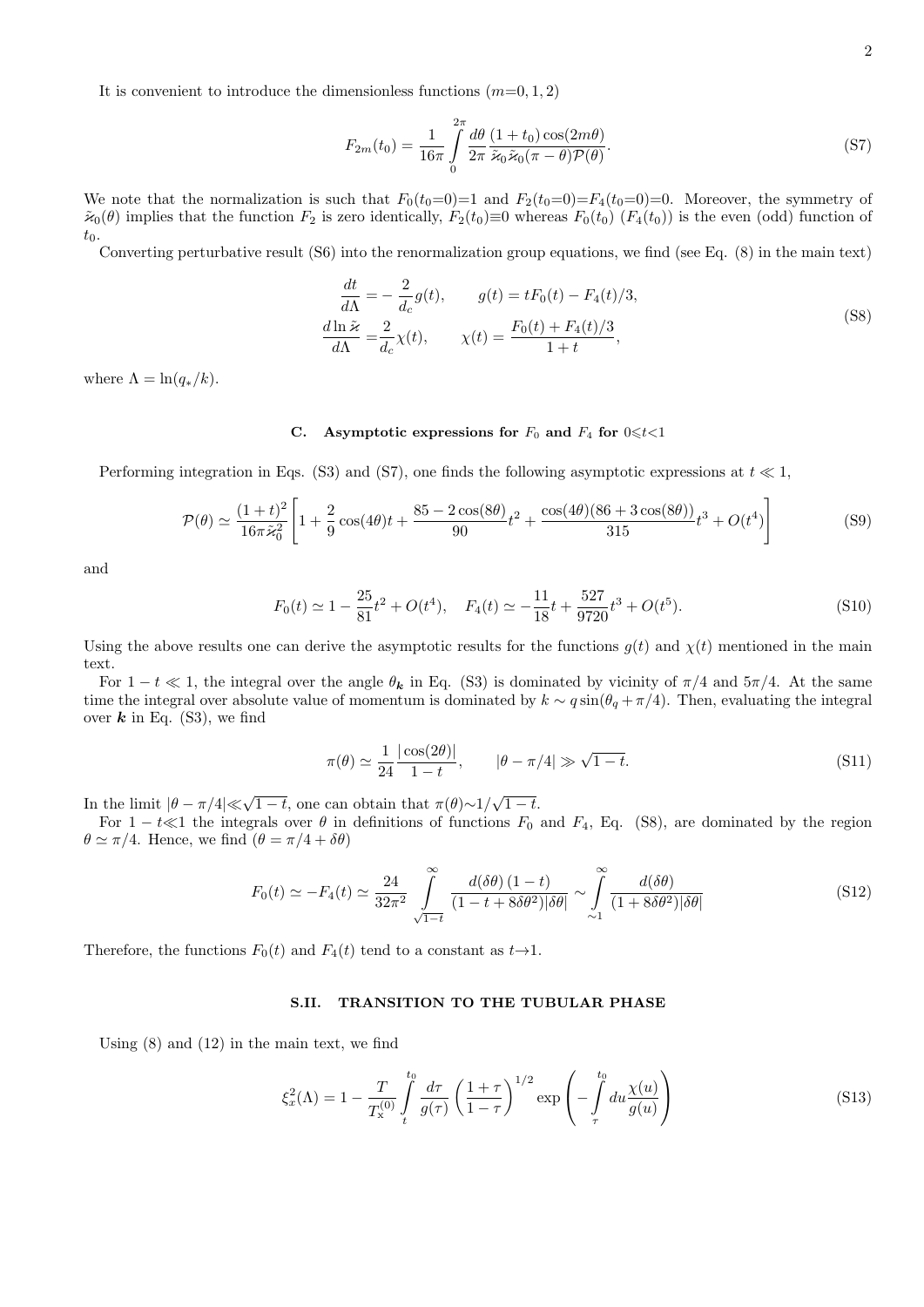It is convenient to introduce the dimensionless functions ($m$=0, 1, 2)

$$F_{2m}(t_0) = \frac{1}{16\pi} \int_0^{2\pi} \frac{d\theta}{2\pi} \frac{(1+t_0)\cos(2m\theta)}{\tilde{\varkappa}_0 \tilde{\varkappa}_0(\pi-\theta)\mathcal{P}(\theta)}. \tag{S7}$$

We note that the normalization is such that $F_0(t_0{=}0){=}1$ and $F_2(t_0{=}0){=}F_4(t_0{=}0){=}0$. Moreover, the symmetry of $\tilde{\varkappa}_0(\theta)$ implies that the function $F_2$ is zero identically, $F_2(t_0){\equiv}0$ whereas $F_0(t_0)$ ($F_4(t_0)$) is the even (odd) function of $t_0$.

Converting perturbative result (S6) into the renormalization group equations, we find (see Eq. (8) in the main text)

$$\begin{aligned} \frac{dt}{d\Lambda} &= -\frac{2}{d_c} g(t), \qquad g(t) = tF_0(t) - F_4(t)/3, \\ \frac{d\ln\tilde{\varkappa}}{d\Lambda} &= \frac{2}{d_c}\chi(t), \qquad \chi(t) = \frac{F_0(t)+F_4(t)/3}{1+t}, \end{aligned} \tag{S8}$$

where $\Lambda = \ln(q_*/k)$.

### C. Asymptotic expressions for $F_0$ and $F_4$ for $0{\leqslant}t{<}1$

Performing integration in Eqs. (S3) and (S7), one finds the following asymptotic expressions at $t \ll 1$,

$$\mathcal{P}(\theta) \simeq \frac{(1+t)^2}{16\pi\tilde{\varkappa}_0^2}\left[1 + \frac{2}{9}\cos(4\theta)t + \frac{85-2\cos(8\theta)}{90}t^2 + \frac{\cos(4\theta)(86+3\cos(8\theta))}{315}t^3 + O(t^4)\right] \tag{S9}$$

and

$$F_0(t) \simeq 1 - \frac{25}{81}t^2 + O(t^4), \quad F_4(t) \simeq -\frac{11}{18}t + \frac{527}{9720}t^3 + O(t^5). \tag{S10}$$

Using the above results one can derive the asymptotic results for the functions $g(t)$ and $\chi(t)$ mentioned in the main text.

For $1-t \ll 1$, the integral over the angle $\theta_{\boldsymbol{k}}$ in Eq. (S3) is dominated by vicinity of $\pi/4$ and $5\pi/4$. At the same time the integral over absolute value of momentum is dominated by $k \sim q\sin(\theta_q + \pi/4)$. Then, evaluating the integral over $\boldsymbol{k}$ in Eq. (S3), we find

$$\pi(\theta) \simeq \frac{1}{24}\frac{|\cos(2\theta)|}{1-t}, \qquad |\theta - \pi/4| \gg \sqrt{1-t}. \tag{S11}$$

In the limit $|\theta-\pi/4|{\ll}\sqrt{1-t}$, one can obtain that $\pi(\theta){\sim}1/\sqrt{1-t}$.

For $1-t{\ll}1$ the integrals over $\theta$ in definitions of functions $F_0$ and $F_4$, Eq. (S8), are dominated by the region $\theta \simeq \pi/4$. Hence, we find ($\theta = \pi/4 + \delta\theta$)

$$F_0(t) \simeq -F_4(t) \simeq \frac{24}{32\pi^2}\int_{\sqrt{1-t}}^{\infty} \frac{d(\delta\theta)\,(1-t)}{(1-t+8\delta\theta^2)|\delta\theta|} \sim \int_{\sim 1}^{\infty} \frac{d(\delta\theta)}{(1+8\delta\theta^2)|\delta\theta|} \tag{S12}$$

Therefore, the functions $F_0(t)$ and $F_4(t)$ tend to a constant as $t{\to}1$.

## S.II. TRANSITION TO THE TUBULAR PHASE

Using (8) and (12) in the main text, we find

$$\xi_x^2(\Lambda) = 1 - \frac{T}{T_{\mathrm{x}}^{(0)}}\int_t^{t_0} \frac{d\tau}{g(\tau)}\left(\frac{1+\tau}{1-\tau}\right)^{1/2} \exp\left(-\int_\tau^{t_0} du \frac{\chi(u)}{g(u)}\right) \tag{S13}$$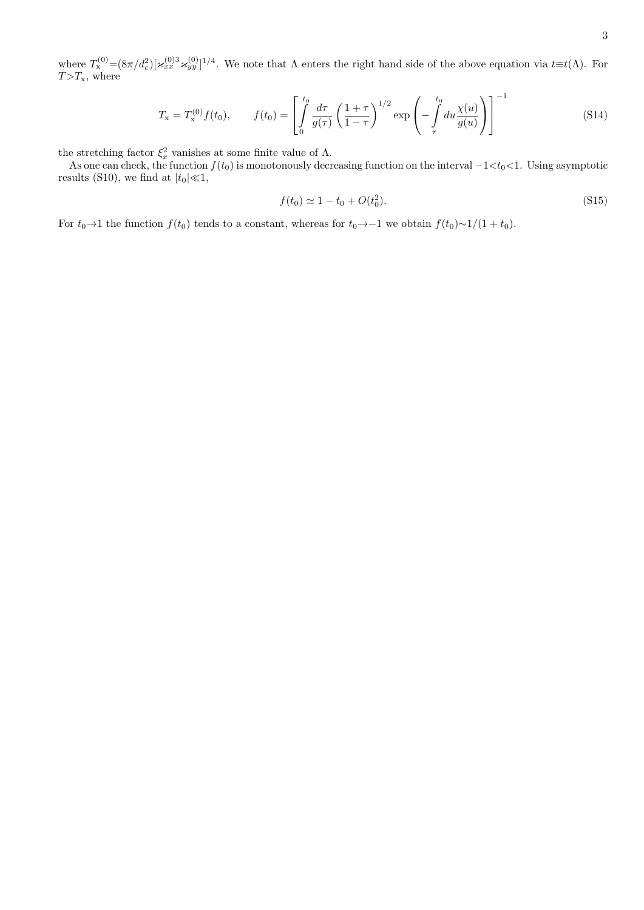where $T_{\rm x}^{(0)}=(8\pi/d_c^2)[\varkappa_{xx}^{(0)3}\varkappa_{yy}^{(0)}]^{1/4}$. We note that $\Lambda$ enters the right hand side of the above equation via $t\equiv t(\Lambda)$. For $T>T_{\rm x}$, where

$$T_{\rm x}=T_{\rm x}^{(0)}f(t_0), \qquad f(t_0)=\left[\int\limits_0^{t_0}\frac{d\tau}{g(\tau)}\left(\frac{1+\tau}{1-\tau}\right)^{1/2}\exp\left(-\int\limits_{\tau}^{t_0}du\frac{\chi(u)}{g(u)}\right)\right]^{-1} \tag{S14}$$

the stretching factor $\xi_x^2$ vanishes at some finite value of $\Lambda$.

As one can check, the function $f(t_0)$ is monotonously decreasing function on the interval $-1<t_0<1$. Using asymptotic results (S10), we find at $|t_0|\ll 1$,

$$f(t_0)\simeq 1-t_0+O(t_0^2). \tag{S15}$$

For $t_0\to 1$ the function $f(t_0)$ tends to a constant, whereas for $t_0\to -1$ we obtain $f(t_0)\sim 1/(1+t_0)$.